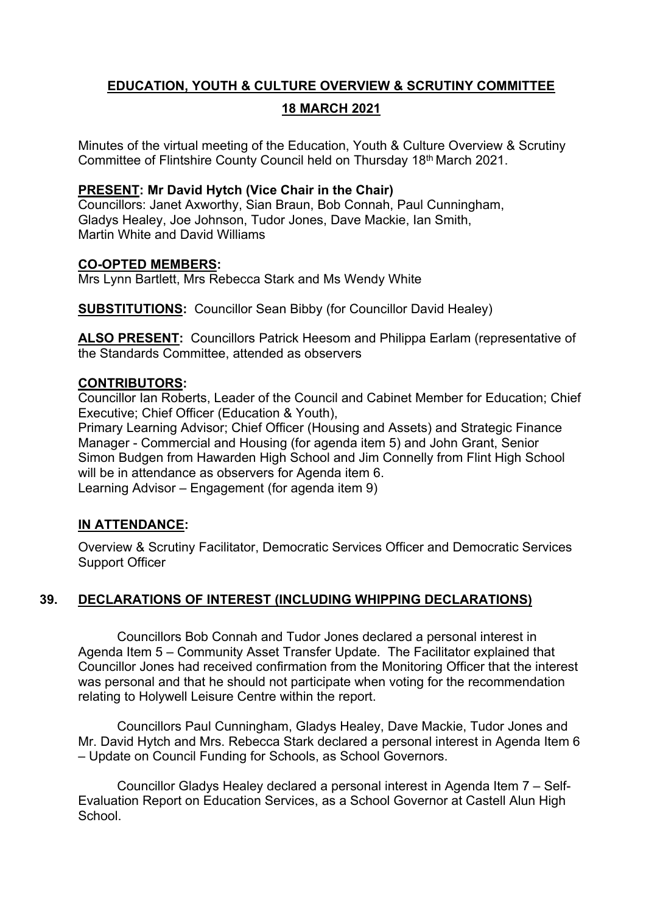# EDUCATION, YOUTH & CULTURE OVERVIEW & SCRUTINY COMMITTEE

## 18 MARCH 2021

Minutes of the virtual meeting of the Education, Youth & Culture Overview & Scrutiny Committee of Flintshire County Council held on Thursday 18th March 2021.

**PRESENT: Mr David Hytch (Vice Chair in the Chair)**
Councillors: Janet Axworthy, Sian Braun, Bob Connah, Paul Cunningham, Gladys Healey, Joe Johnson, Tudor Jones, Dave Mackie, Ian Smith, Martin White and David Williams

**CO-OPTED MEMBERS:**
Mrs Lynn Bartlett, Mrs Rebecca Stark and Ms Wendy White

**SUBSTITUTIONS:** Councillor Sean Bibby (for Councillor David Healey)

**ALSO PRESENT:** Councillors Patrick Heesom and Philippa Earlam (representative of the Standards Committee, attended as observers

**CONTRIBUTORS:**
Councillor Ian Roberts, Leader of the Council and Cabinet Member for Education; Chief Executive; Chief Officer (Education & Youth),
Primary Learning Advisor; Chief Officer (Housing and Assets) and Strategic Finance Manager - Commercial and Housing (for agenda item 5) and John Grant, Senior Simon Budgen from Hawarden High School and Jim Connelly from Flint High School will be in attendance as observers for Agenda item 6.
Learning Advisor – Engagement (for agenda item 9)

**IN ATTENDANCE:**

Overview & Scrutiny Facilitator, Democratic Services Officer and Democratic Services Support Officer

## 39. DECLARATIONS OF INTEREST (INCLUDING WHIPPING DECLARATIONS)

Councillors Bob Connah and Tudor Jones declared a personal interest in Agenda Item 5 – Community Asset Transfer Update. The Facilitator explained that Councillor Jones had received confirmation from the Monitoring Officer that the interest was personal and that he should not participate when voting for the recommendation relating to Holywell Leisure Centre within the report.

Councillors Paul Cunningham, Gladys Healey, Dave Mackie, Tudor Jones and Mr. David Hytch and Mrs. Rebecca Stark declared a personal interest in Agenda Item 6 – Update on Council Funding for Schools, as School Governors.

Councillor Gladys Healey declared a personal interest in Agenda Item 7 – Self-Evaluation Report on Education Services, as a School Governor at Castell Alun High School.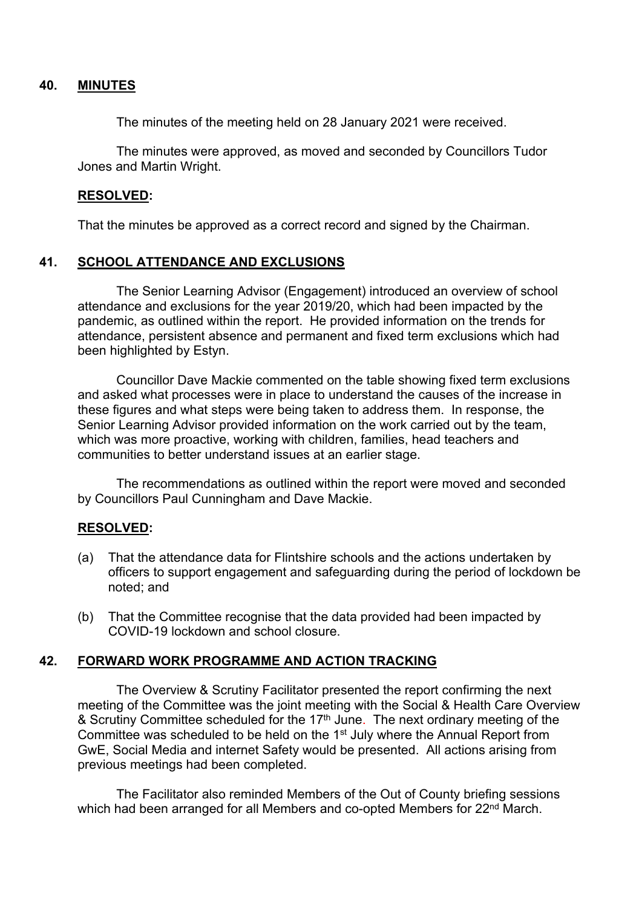## 40. MINUTES

The minutes of the meeting held on 28 January 2021 were received.

The minutes were approved, as moved and seconded by Councillors Tudor Jones and Martin Wright.

**RESOLVED:**

That the minutes be approved as a correct record and signed by the Chairman.

## 41. SCHOOL ATTENDANCE AND EXCLUSIONS

The Senior Learning Advisor (Engagement) introduced an overview of school attendance and exclusions for the year 2019/20, which had been impacted by the pandemic, as outlined within the report. He provided information on the trends for attendance, persistent absence and permanent and fixed term exclusions which had been highlighted by Estyn.

Councillor Dave Mackie commented on the table showing fixed term exclusions and asked what processes were in place to understand the causes of the increase in these figures and what steps were being taken to address them. In response, the Senior Learning Advisor provided information on the work carried out by the team, which was more proactive, working with children, families, head teachers and communities to better understand issues at an earlier stage.

The recommendations as outlined within the report were moved and seconded by Councillors Paul Cunningham and Dave Mackie.

**RESOLVED:**

(a) That the attendance data for Flintshire schools and the actions undertaken by officers to support engagement and safeguarding during the period of lockdown be noted; and

(b) That the Committee recognise that the data provided had been impacted by COVID-19 lockdown and school closure.

## 42. FORWARD WORK PROGRAMME AND ACTION TRACKING

The Overview & Scrutiny Facilitator presented the report confirming the next meeting of the Committee was the joint meeting with the Social & Health Care Overview & Scrutiny Committee scheduled for the 17th June. The next ordinary meeting of the Committee was scheduled to be held on the 1st July where the Annual Report from GwE, Social Media and internet Safety would be presented. All actions arising from previous meetings had been completed.

The Facilitator also reminded Members of the Out of County briefing sessions which had been arranged for all Members and co-opted Members for 22nd March.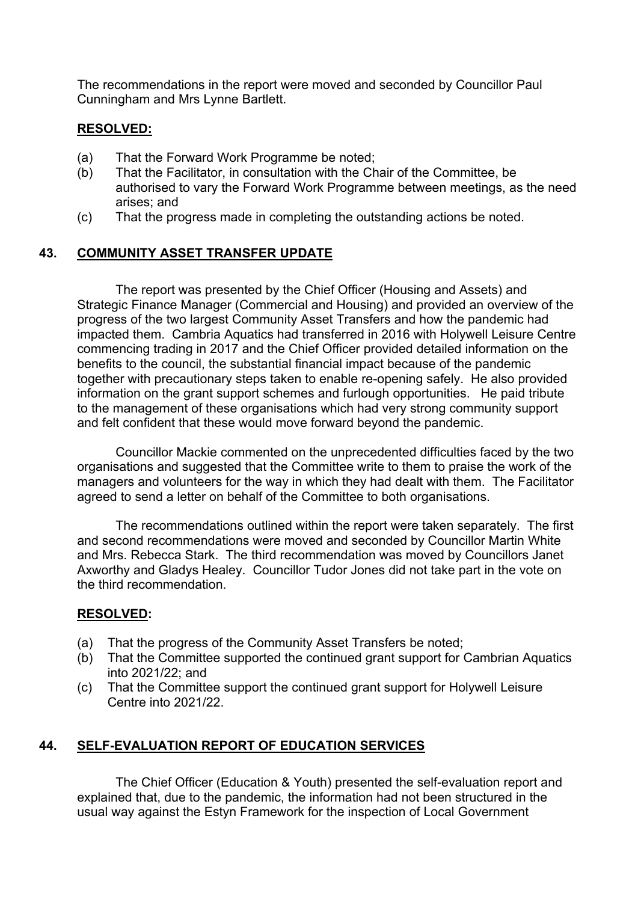The recommendations in the report were moved and seconded by Councillor Paul Cunningham and Mrs Lynne Bartlett.

**RESOLVED:**

(a) That the Forward Work Programme be noted;
(b) That the Facilitator, in consultation with the Chair of the Committee, be authorised to vary the Forward Work Programme between meetings, as the need arises; and
(c) That the progress made in completing the outstanding actions be noted.

## 43. COMMUNITY ASSET TRANSFER UPDATE

The report was presented by the Chief Officer (Housing and Assets) and Strategic Finance Manager (Commercial and Housing) and provided an overview of the progress of the two largest Community Asset Transfers and how the pandemic had impacted them. Cambria Aquatics had transferred in 2016 with Holywell Leisure Centre commencing trading in 2017 and the Chief Officer provided detailed information on the benefits to the council, the substantial financial impact because of the pandemic together with precautionary steps taken to enable re-opening safely. He also provided information on the grant support schemes and furlough opportunities. He paid tribute to the management of these organisations which had very strong community support and felt confident that these would move forward beyond the pandemic.

Councillor Mackie commented on the unprecedented difficulties faced by the two organisations and suggested that the Committee write to them to praise the work of the managers and volunteers for the way in which they had dealt with them. The Facilitator agreed to send a letter on behalf of the Committee to both organisations.

The recommendations outlined within the report were taken separately. The first and second recommendations were moved and seconded by Councillor Martin White and Mrs. Rebecca Stark. The third recommendation was moved by Councillors Janet Axworthy and Gladys Healey. Councillor Tudor Jones did not take part in the vote on the third recommendation.

**RESOLVED:**

(a) That the progress of the Community Asset Transfers be noted;
(b) That the Committee supported the continued grant support for Cambrian Aquatics into 2021/22; and
(c) That the Committee support the continued grant support for Holywell Leisure Centre into 2021/22.

## 44. SELF-EVALUATION REPORT OF EDUCATION SERVICES

The Chief Officer (Education & Youth) presented the self-evaluation report and explained that, due to the pandemic, the information had not been structured in the usual way against the Estyn Framework for the inspection of Local Government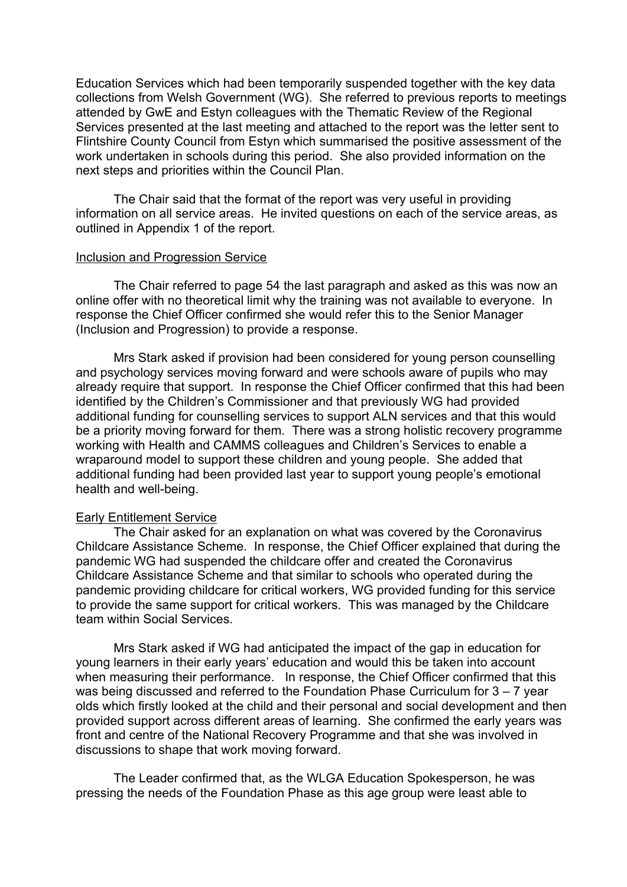Education Services which had been temporarily suspended together with the key data collections from Welsh Government (WG). She referred to previous reports to meetings attended by GwE and Estyn colleagues with the Thematic Review of the Regional Services presented at the last meeting and attached to the report was the letter sent to Flintshire County Council from Estyn which summarised the positive assessment of the work undertaken in schools during this period. She also provided information on the next steps and priorities within the Council Plan.

The Chair said that the format of the report was very useful in providing information on all service areas. He invited questions on each of the service areas, as outlined in Appendix 1 of the report.

Inclusion and Progression Service

The Chair referred to page 54 the last paragraph and asked as this was now an online offer with no theoretical limit why the training was not available to everyone. In response the Chief Officer confirmed she would refer this to the Senior Manager (Inclusion and Progression) to provide a response.

Mrs Stark asked if provision had been considered for young person counselling and psychology services moving forward and were schools aware of pupils who may already require that support. In response the Chief Officer confirmed that this had been identified by the Children's Commissioner and that previously WG had provided additional funding for counselling services to support ALN services and that this would be a priority moving forward for them. There was a strong holistic recovery programme working with Health and CAMMS colleagues and Children's Services to enable a wraparound model to support these children and young people. She added that additional funding had been provided last year to support young people's emotional health and well-being.

Early Entitlement Service

The Chair asked for an explanation on what was covered by the Coronavirus Childcare Assistance Scheme. In response, the Chief Officer explained that during the pandemic WG had suspended the childcare offer and created the Coronavirus Childcare Assistance Scheme and that similar to schools who operated during the pandemic providing childcare for critical workers, WG provided funding for this service to provide the same support for critical workers. This was managed by the Childcare team within Social Services.

Mrs Stark asked if WG had anticipated the impact of the gap in education for young learners in their early years' education and would this be taken into account when measuring their performance. In response, the Chief Officer confirmed that this was being discussed and referred to the Foundation Phase Curriculum for 3 – 7 year olds which firstly looked at the child and their personal and social development and then provided support across different areas of learning. She confirmed the early years was front and centre of the National Recovery Programme and that she was involved in discussions to shape that work moving forward.

The Leader confirmed that, as the WLGA Education Spokesperson, he was pressing the needs of the Foundation Phase as this age group were least able to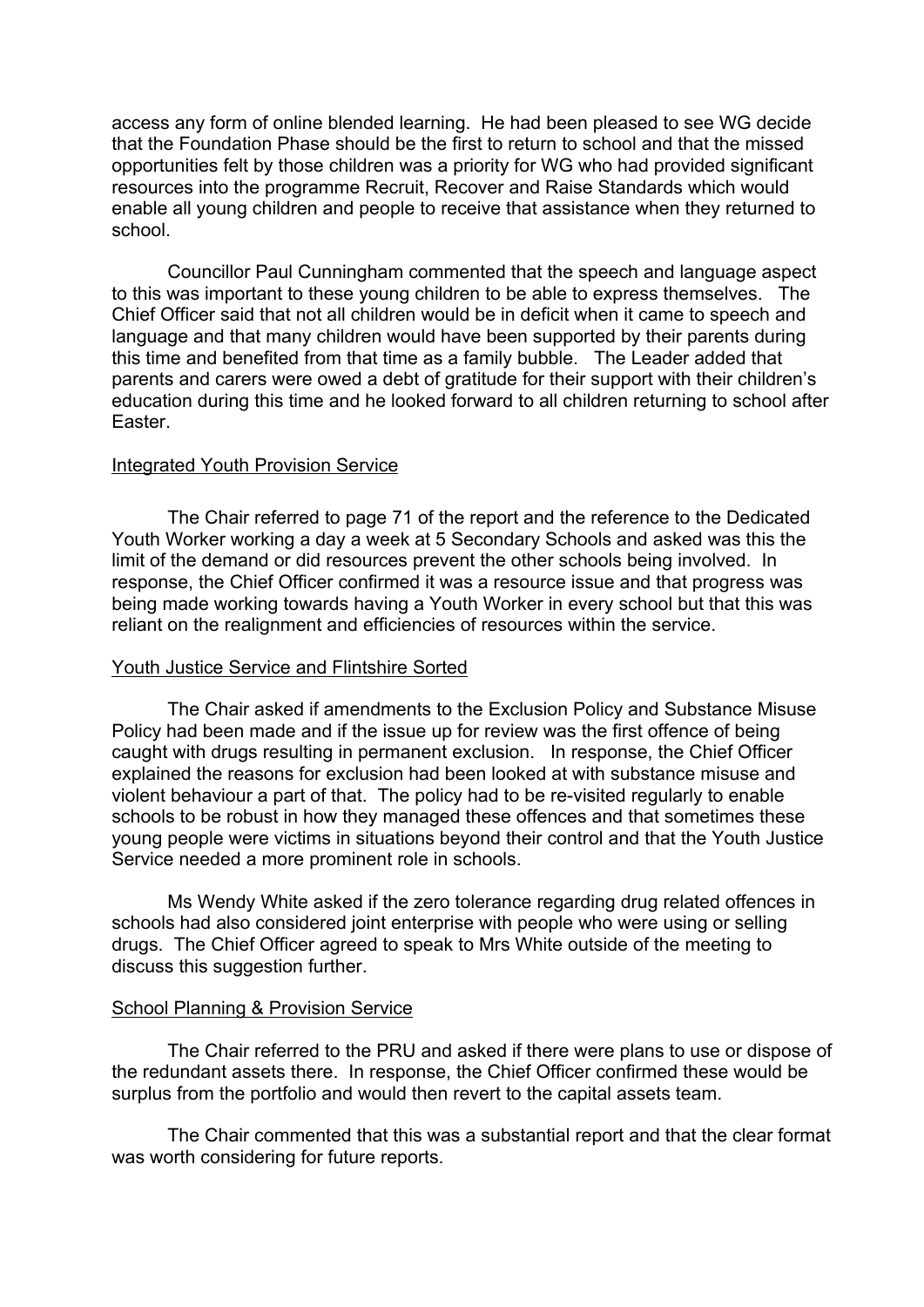access any form of online blended learning. He had been pleased to see WG decide that the Foundation Phase should be the first to return to school and that the missed opportunities felt by those children was a priority for WG who had provided significant resources into the programme Recruit, Recover and Raise Standards which would enable all young children and people to receive that assistance when they returned to school.

Councillor Paul Cunningham commented that the speech and language aspect to this was important to these young children to be able to express themselves. The Chief Officer said that not all children would be in deficit when it came to speech and language and that many children would have been supported by their parents during this time and benefited from that time as a family bubble. The Leader added that parents and carers were owed a debt of gratitude for their support with their children's education during this time and he looked forward to all children returning to school after Easter.

Integrated Youth Provision Service

The Chair referred to page 71 of the report and the reference to the Dedicated Youth Worker working a day a week at 5 Secondary Schools and asked was this the limit of the demand or did resources prevent the other schools being involved. In response, the Chief Officer confirmed it was a resource issue and that progress was being made working towards having a Youth Worker in every school but that this was reliant on the realignment and efficiencies of resources within the service.

Youth Justice Service and Flintshire Sorted

The Chair asked if amendments to the Exclusion Policy and Substance Misuse Policy had been made and if the issue up for review was the first offence of being caught with drugs resulting in permanent exclusion. In response, the Chief Officer explained the reasons for exclusion had been looked at with substance misuse and violent behaviour a part of that. The policy had to be re-visited regularly to enable schools to be robust in how they managed these offences and that sometimes these young people were victims in situations beyond their control and that the Youth Justice Service needed a more prominent role in schools.

Ms Wendy White asked if the zero tolerance regarding drug related offences in schools had also considered joint enterprise with people who were using or selling drugs. The Chief Officer agreed to speak to Mrs White outside of the meeting to discuss this suggestion further.

School Planning & Provision Service

The Chair referred to the PRU and asked if there were plans to use or dispose of the redundant assets there. In response, the Chief Officer confirmed these would be surplus from the portfolio and would then revert to the capital assets team.

The Chair commented that this was a substantial report and that the clear format was worth considering for future reports.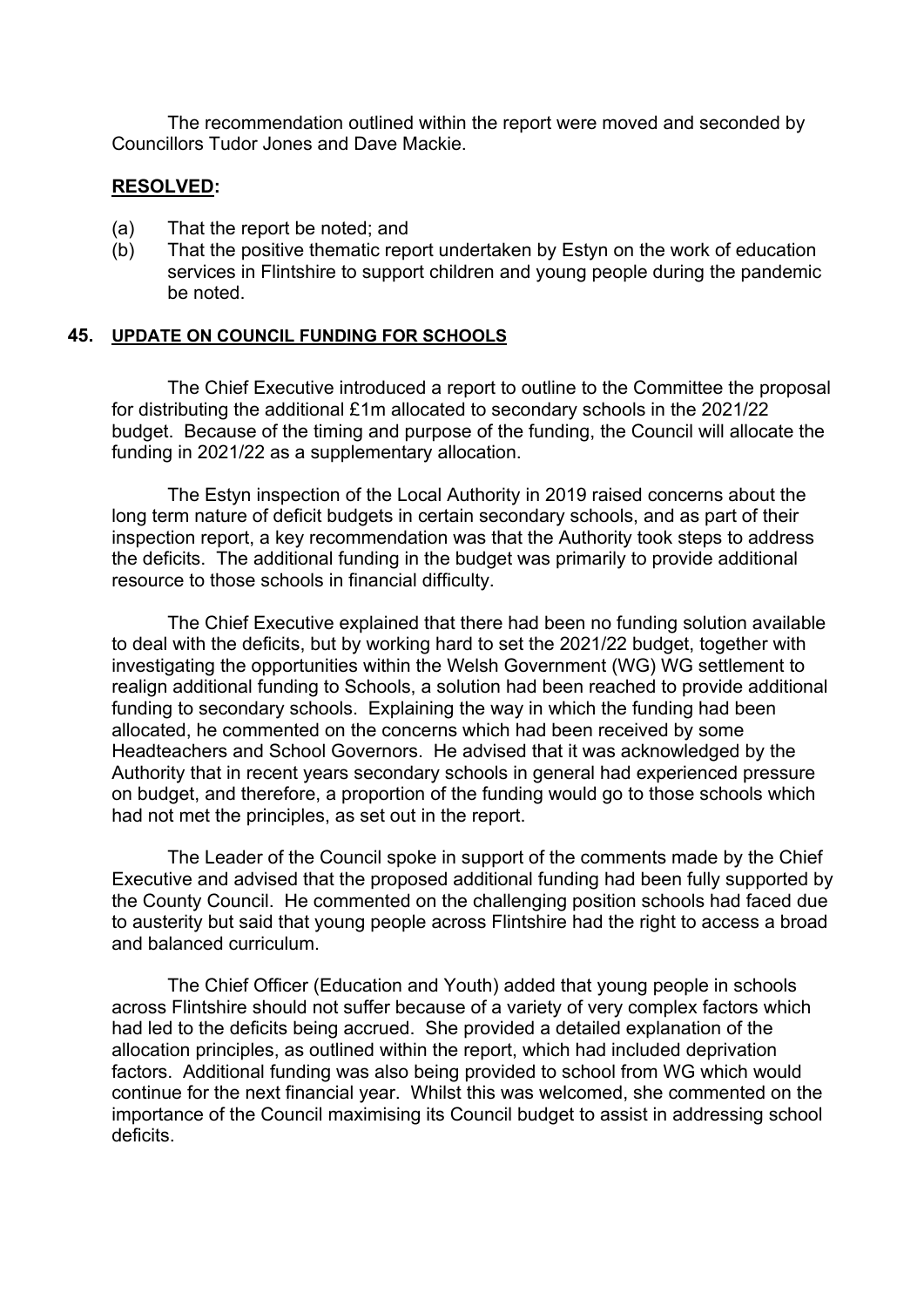The recommendation outlined within the report were moved and seconded by Councillors Tudor Jones and Dave Mackie.

**RESOLVED:**

(a) That the report be noted; and
(b) That the positive thematic report undertaken by Estyn on the work of education services in Flintshire to support children and young people during the pandemic be noted.

## 45. UPDATE ON COUNCIL FUNDING FOR SCHOOLS

The Chief Executive introduced a report to outline to the Committee the proposal for distributing the additional £1m allocated to secondary schools in the 2021/22 budget. Because of the timing and purpose of the funding, the Council will allocate the funding in 2021/22 as a supplementary allocation.

The Estyn inspection of the Local Authority in 2019 raised concerns about the long term nature of deficit budgets in certain secondary schools, and as part of their inspection report, a key recommendation was that the Authority took steps to address the deficits. The additional funding in the budget was primarily to provide additional resource to those schools in financial difficulty.

The Chief Executive explained that there had been no funding solution available to deal with the deficits, but by working hard to set the 2021/22 budget, together with investigating the opportunities within the Welsh Government (WG) WG settlement to realign additional funding to Schools, a solution had been reached to provide additional funding to secondary schools. Explaining the way in which the funding had been allocated, he commented on the concerns which had been received by some Headteachers and School Governors. He advised that it was acknowledged by the Authority that in recent years secondary schools in general had experienced pressure on budget, and therefore, a proportion of the funding would go to those schools which had not met the principles, as set out in the report.

The Leader of the Council spoke in support of the comments made by the Chief Executive and advised that the proposed additional funding had been fully supported by the County Council. He commented on the challenging position schools had faced due to austerity but said that young people across Flintshire had the right to access a broad and balanced curriculum.

The Chief Officer (Education and Youth) added that young people in schools across Flintshire should not suffer because of a variety of very complex factors which had led to the deficits being accrued. She provided a detailed explanation of the allocation principles, as outlined within the report, which had included deprivation factors. Additional funding was also being provided to school from WG which would continue for the next financial year. Whilst this was welcomed, she commented on the importance of the Council maximising its Council budget to assist in addressing school deficits.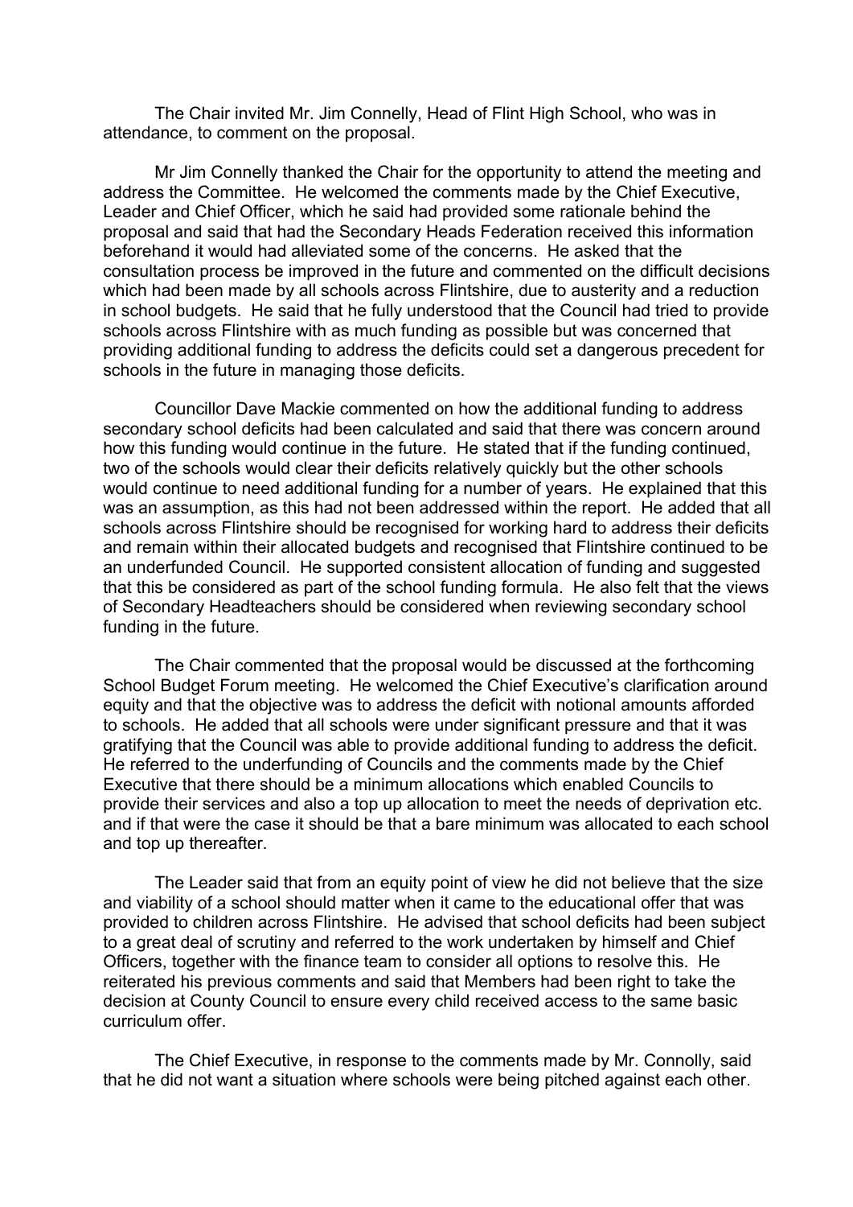The Chair invited Mr. Jim Connelly, Head of Flint High School, who was in attendance, to comment on the proposal.

Mr Jim Connelly thanked the Chair for the opportunity to attend the meeting and address the Committee. He welcomed the comments made by the Chief Executive, Leader and Chief Officer, which he said had provided some rationale behind the proposal and said that had the Secondary Heads Federation received this information beforehand it would had alleviated some of the concerns. He asked that the consultation process be improved in the future and commented on the difficult decisions which had been made by all schools across Flintshire, due to austerity and a reduction in school budgets. He said that he fully understood that the Council had tried to provide schools across Flintshire with as much funding as possible but was concerned that providing additional funding to address the deficits could set a dangerous precedent for schools in the future in managing those deficits.

Councillor Dave Mackie commented on how the additional funding to address secondary school deficits had been calculated and said that there was concern around how this funding would continue in the future. He stated that if the funding continued, two of the schools would clear their deficits relatively quickly but the other schools would continue to need additional funding for a number of years. He explained that this was an assumption, as this had not been addressed within the report. He added that all schools across Flintshire should be recognised for working hard to address their deficits and remain within their allocated budgets and recognised that Flintshire continued to be an underfunded Council. He supported consistent allocation of funding and suggested that this be considered as part of the school funding formula. He also felt that the views of Secondary Headteachers should be considered when reviewing secondary school funding in the future.

The Chair commented that the proposal would be discussed at the forthcoming School Budget Forum meeting. He welcomed the Chief Executive's clarification around equity and that the objective was to address the deficit with notional amounts afforded to schools. He added that all schools were under significant pressure and that it was gratifying that the Council was able to provide additional funding to address the deficit. He referred to the underfunding of Councils and the comments made by the Chief Executive that there should be a minimum allocations which enabled Councils to provide their services and also a top up allocation to meet the needs of deprivation etc. and if that were the case it should be that a bare minimum was allocated to each school and top up thereafter.

The Leader said that from an equity point of view he did not believe that the size and viability of a school should matter when it came to the educational offer that was provided to children across Flintshire. He advised that school deficits had been subject to a great deal of scrutiny and referred to the work undertaken by himself and Chief Officers, together with the finance team to consider all options to resolve this. He reiterated his previous comments and said that Members had been right to take the decision at County Council to ensure every child received access to the same basic curriculum offer.

The Chief Executive, in response to the comments made by Mr. Connolly, said that he did not want a situation where schools were being pitched against each other.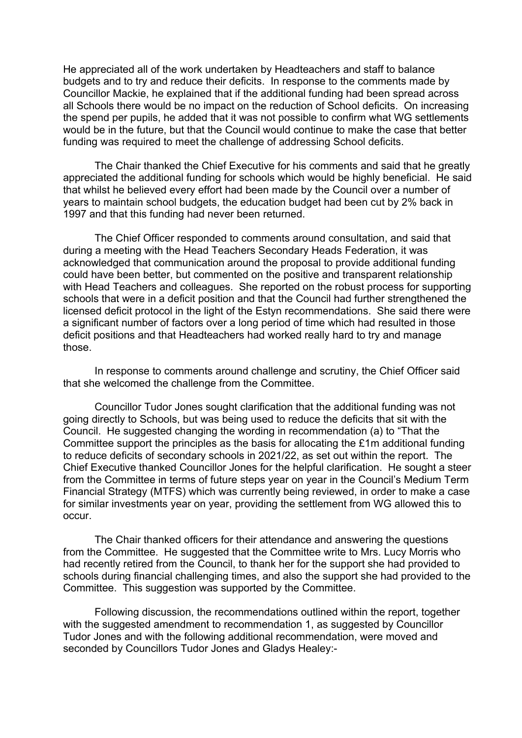He appreciated all of the work undertaken by Headteachers and staff to balance budgets and to try and reduce their deficits. In response to the comments made by Councillor Mackie, he explained that if the additional funding had been spread across all Schools there would be no impact on the reduction of School deficits. On increasing the spend per pupils, he added that it was not possible to confirm what WG settlements would be in the future, but that the Council would continue to make the case that better funding was required to meet the challenge of addressing School deficits.

The Chair thanked the Chief Executive for his comments and said that he greatly appreciated the additional funding for schools which would be highly beneficial. He said that whilst he believed every effort had been made by the Council over a number of years to maintain school budgets, the education budget had been cut by 2% back in 1997 and that this funding had never been returned.

The Chief Officer responded to comments around consultation, and said that during a meeting with the Head Teachers Secondary Heads Federation, it was acknowledged that communication around the proposal to provide additional funding could have been better, but commented on the positive and transparent relationship with Head Teachers and colleagues. She reported on the robust process for supporting schools that were in a deficit position and that the Council had further strengthened the licensed deficit protocol in the light of the Estyn recommendations. She said there were a significant number of factors over a long period of time which had resulted in those deficit positions and that Headteachers had worked really hard to try and manage those.

In response to comments around challenge and scrutiny, the Chief Officer said that she welcomed the challenge from the Committee.

Councillor Tudor Jones sought clarification that the additional funding was not going directly to Schools, but was being used to reduce the deficits that sit with the Council. He suggested changing the wording in recommendation (a) to "That the Committee support the principles as the basis for allocating the £1m additional funding to reduce deficits of secondary schools in 2021/22, as set out within the report. The Chief Executive thanked Councillor Jones for the helpful clarification. He sought a steer from the Committee in terms of future steps year on year in the Council's Medium Term Financial Strategy (MTFS) which was currently being reviewed, in order to make a case for similar investments year on year, providing the settlement from WG allowed this to occur.

The Chair thanked officers for their attendance and answering the questions from the Committee. He suggested that the Committee write to Mrs. Lucy Morris who had recently retired from the Council, to thank her for the support she had provided to schools during financial challenging times, and also the support she had provided to the Committee. This suggestion was supported by the Committee.

Following discussion, the recommendations outlined within the report, together with the suggested amendment to recommendation 1, as suggested by Councillor Tudor Jones and with the following additional recommendation, were moved and seconded by Councillors Tudor Jones and Gladys Healey:-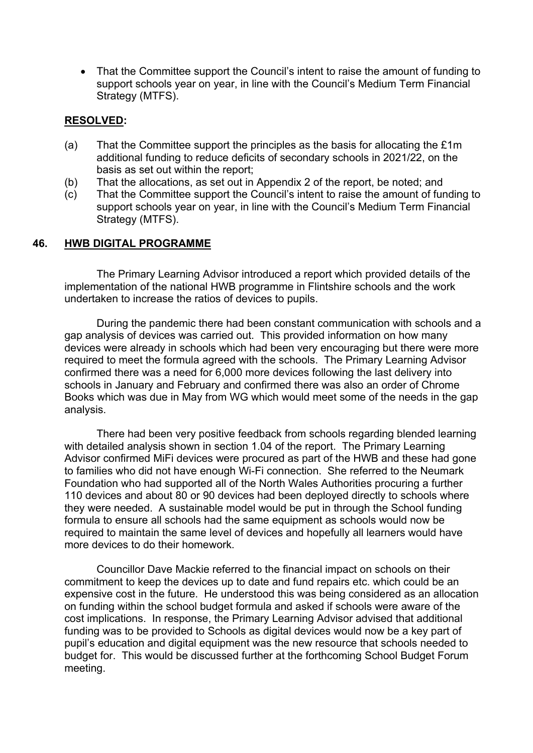- That the Committee support the Council's intent to raise the amount of funding to support schools year on year, in line with the Council's Medium Term Financial Strategy (MTFS).

**RESOLVED:**

(a) That the Committee support the principles as the basis for allocating the £1m additional funding to reduce deficits of secondary schools in 2021/22, on the basis as set out within the report;

(b) That the allocations, as set out in Appendix 2 of the report, be noted; and

(c) That the Committee support the Council's intent to raise the amount of funding to support schools year on year, in line with the Council's Medium Term Financial Strategy (MTFS).

## 46. HWB DIGITAL PROGRAMME

The Primary Learning Advisor introduced a report which provided details of the implementation of the national HWB programme in Flintshire schools and the work undertaken to increase the ratios of devices to pupils.

During the pandemic there had been constant communication with schools and a gap analysis of devices was carried out. This provided information on how many devices were already in schools which had been very encouraging but there were more required to meet the formula agreed with the schools. The Primary Learning Advisor confirmed there was a need for 6,000 more devices following the last delivery into schools in January and February and confirmed there was also an order of Chrome Books which was due in May from WG which would meet some of the needs in the gap analysis.

There had been very positive feedback from schools regarding blended learning with detailed analysis shown in section 1.04 of the report. The Primary Learning Advisor confirmed MiFi devices were procured as part of the HWB and these had gone to families who did not have enough Wi-Fi connection. She referred to the Neumark Foundation who had supported all of the North Wales Authorities procuring a further 110 devices and about 80 or 90 devices had been deployed directly to schools where they were needed. A sustainable model would be put in through the School funding formula to ensure all schools had the same equipment as schools would now be required to maintain the same level of devices and hopefully all learners would have more devices to do their homework.

Councillor Dave Mackie referred to the financial impact on schools on their commitment to keep the devices up to date and fund repairs etc. which could be an expensive cost in the future. He understood this was being considered as an allocation on funding within the school budget formula and asked if schools were aware of the cost implications. In response, the Primary Learning Advisor advised that additional funding was to be provided to Schools as digital devices would now be a key part of pupil's education and digital equipment was the new resource that schools needed to budget for. This would be discussed further at the forthcoming School Budget Forum meeting.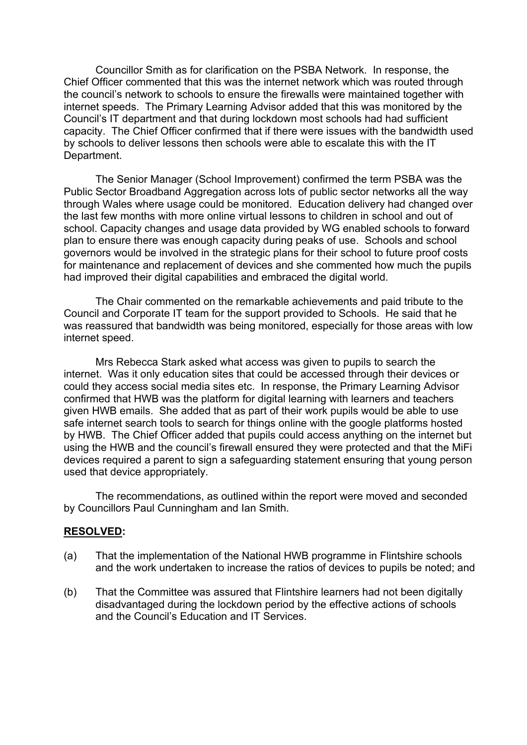Councillor Smith as for clarification on the PSBA Network. In response, the Chief Officer commented that this was the internet network which was routed through the council's network to schools to ensure the firewalls were maintained together with internet speeds. The Primary Learning Advisor added that this was monitored by the Council's IT department and that during lockdown most schools had had sufficient capacity. The Chief Officer confirmed that if there were issues with the bandwidth used by schools to deliver lessons then schools were able to escalate this with the IT Department.

The Senior Manager (School Improvement) confirmed the term PSBA was the Public Sector Broadband Aggregation across lots of public sector networks all the way through Wales where usage could be monitored. Education delivery had changed over the last few months with more online virtual lessons to children in school and out of school. Capacity changes and usage data provided by WG enabled schools to forward plan to ensure there was enough capacity during peaks of use. Schools and school governors would be involved in the strategic plans for their school to future proof costs for maintenance and replacement of devices and she commented how much the pupils had improved their digital capabilities and embraced the digital world.

The Chair commented on the remarkable achievements and paid tribute to the Council and Corporate IT team for the support provided to Schools. He said that he was reassured that bandwidth was being monitored, especially for those areas with low internet speed.

Mrs Rebecca Stark asked what access was given to pupils to search the internet. Was it only education sites that could be accessed through their devices or could they access social media sites etc. In response, the Primary Learning Advisor confirmed that HWB was the platform for digital learning with learners and teachers given HWB emails. She added that as part of their work pupils would be able to use safe internet search tools to search for things online with the google platforms hosted by HWB. The Chief Officer added that pupils could access anything on the internet but using the HWB and the council's firewall ensured they were protected and that the MiFi devices required a parent to sign a safeguarding statement ensuring that young person used that device appropriately.

The recommendations, as outlined within the report were moved and seconded by Councillors Paul Cunningham and Ian Smith.

**RESOLVED:**

(a) That the implementation of the National HWB programme in Flintshire schools and the work undertaken to increase the ratios of devices to pupils be noted; and

(b) That the Committee was assured that Flintshire learners had not been digitally disadvantaged during the lockdown period by the effective actions of schools and the Council's Education and IT Services.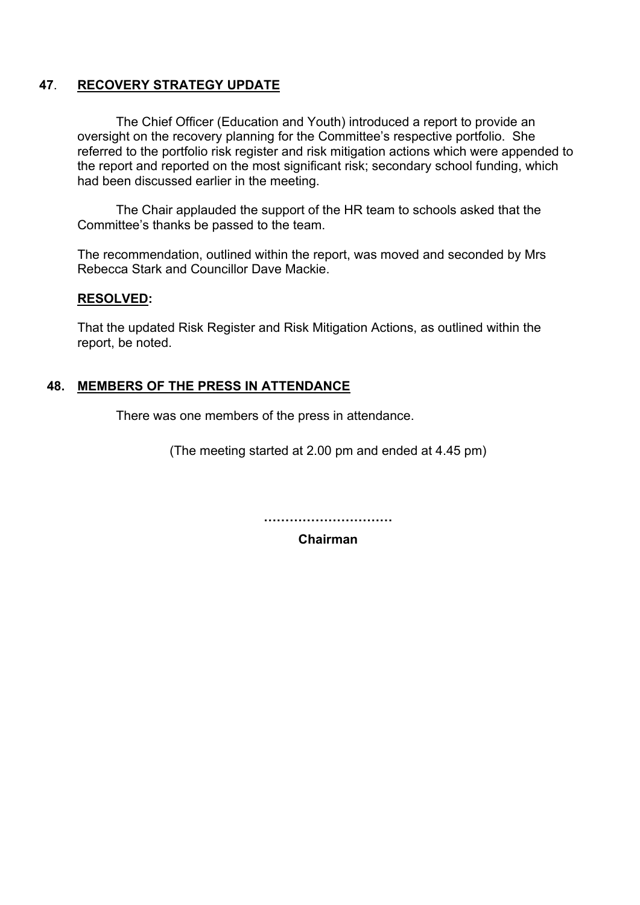## **47**. RECOVERY STRATEGY UPDATE

The Chief Officer (Education and Youth) introduced a report to provide an oversight on the recovery planning for the Committee's respective portfolio. She referred to the portfolio risk register and risk mitigation actions which were appended to the report and reported on the most significant risk; secondary school funding, which had been discussed earlier in the meeting.

The Chair applauded the support of the HR team to schools asked that the Committee's thanks be passed to the team.

The recommendation, outlined within the report, was moved and seconded by Mrs Rebecca Stark and Councillor Dave Mackie.

**RESOLVED:**

That the updated Risk Register and Risk Mitigation Actions, as outlined within the report, be noted.

## **48.** MEMBERS OF THE PRESS IN ATTENDANCE

There was one members of the press in attendance.

(The meeting started at 2.00 pm and ended at 4.45 pm)

**…………………………**

**Chairman**